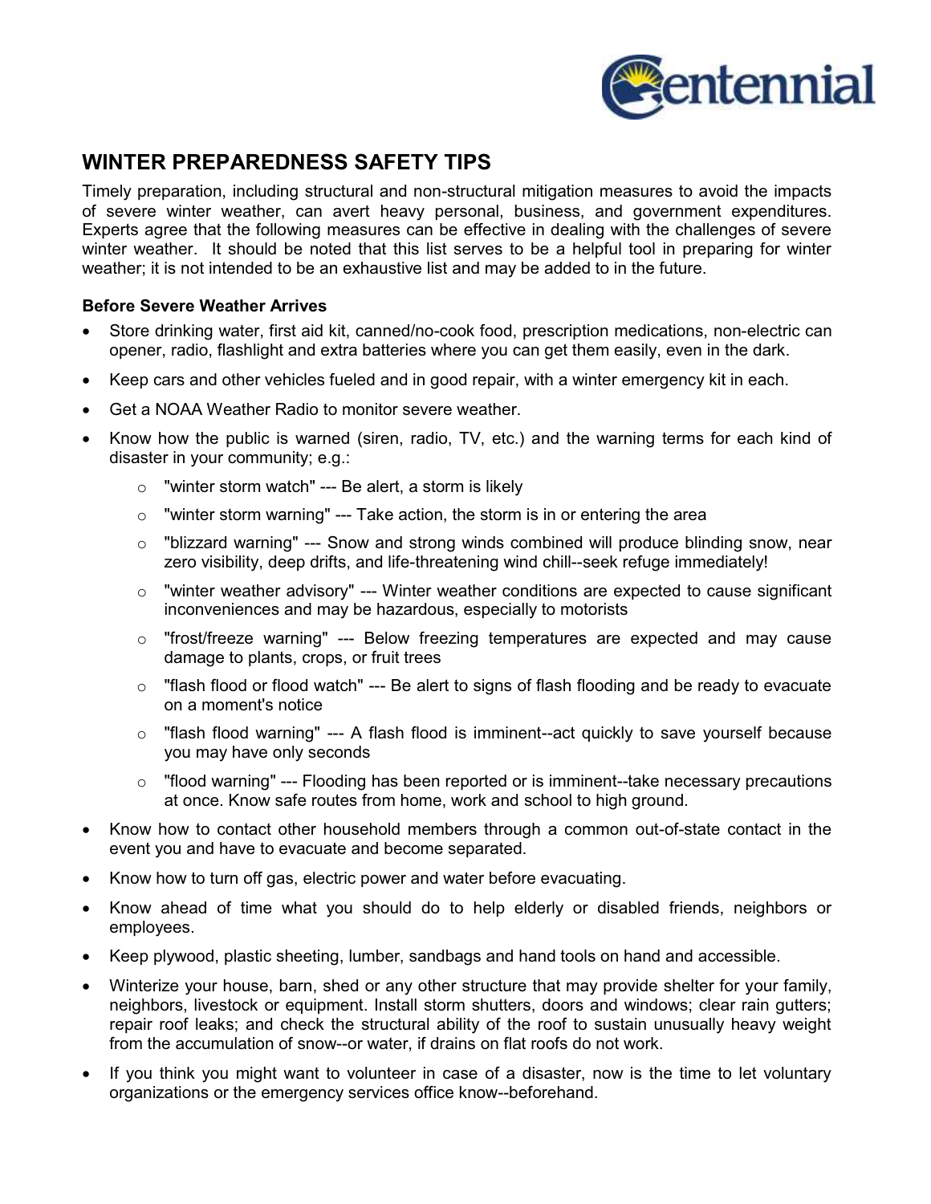# WINTER PREPAREDNESS SAFETY TIPS

Timely preparation, including structural and non-structural mitigation measures to avoid the impacts of severe winter weather, can avert heavy personal, business, and government expenditures. Experts agree that the following measures can be effective in dealing with the challenges of severe winter weather. It should be noted that this list serves to be a helpful tool in preparing for winter weather; it is not intended to be an exhaustive list and may be added to in the future.

**Before Severe Weather Arrives**

- Store drinking water, first aid kit, canned/no-cook food, prescription medications, non-electric can opener, radio, flashlight and extra batteries where you can get them easily, even in the dark.
- Keep cars and other vehicles fueled and in good repair, with a winter emergency kit in each.
- Get a NOAA Weather Radio to monitor severe weather.
- Know how the public is warned (siren, radio, TV, etc.) and the warning terms for each kind of disaster in your community; e.g.:
  - "winter storm watch" --- Be alert, a storm is likely
  - "winter storm warning" --- Take action, the storm is in or entering the area
  - "blizzard warning" --- Snow and strong winds combined will produce blinding snow, near zero visibility, deep drifts, and life-threatening wind chill--seek refuge immediately!
  - "winter weather advisory" --- Winter weather conditions are expected to cause significant inconveniences and may be hazardous, especially to motorists
  - "frost/freeze warning" --- Below freezing temperatures are expected and may cause damage to plants, crops, or fruit trees
  - "flash flood or flood watch" --- Be alert to signs of flash flooding and be ready to evacuate on a moment's notice
  - "flash flood warning" --- A flash flood is imminent--act quickly to save yourself because you may have only seconds
  - "flood warning" --- Flooding has been reported or is imminent--take necessary precautions at once. Know safe routes from home, work and school to high ground.
- Know how to contact other household members through a common out-of-state contact in the event you and have to evacuate and become separated.
- Know how to turn off gas, electric power and water before evacuating.
- Know ahead of time what you should do to help elderly or disabled friends, neighbors or employees.
- Keep plywood, plastic sheeting, lumber, sandbags and hand tools on hand and accessible.
- Winterize your house, barn, shed or any other structure that may provide shelter for your family, neighbors, livestock or equipment. Install storm shutters, doors and windows; clear rain gutters; repair roof leaks; and check the structural ability of the roof to sustain unusually heavy weight from the accumulation of snow--or water, if drains on flat roofs do not work.
- If you think you might want to volunteer in case of a disaster, now is the time to let voluntary organizations or the emergency services office know--beforehand.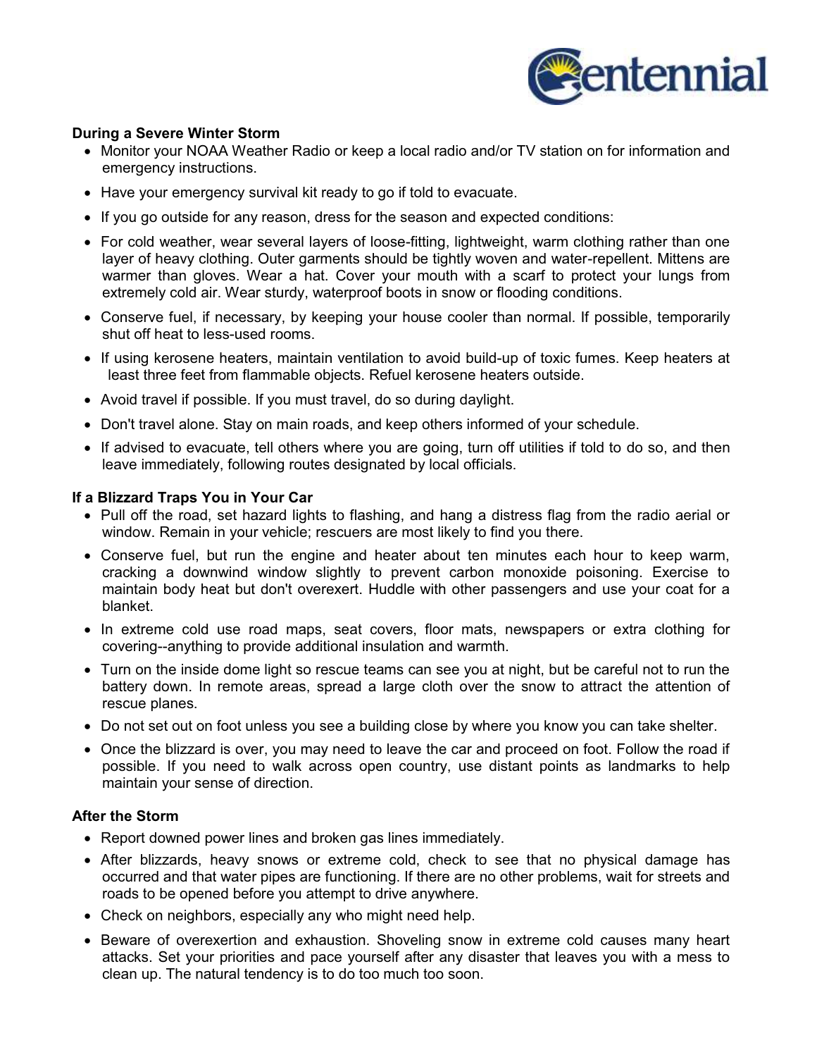**During a Severe Winter Storm**

- Monitor your NOAA Weather Radio or keep a local radio and/or TV station on for information and emergency instructions.
- Have your emergency survival kit ready to go if told to evacuate.
- If you go outside for any reason, dress for the season and expected conditions:
- For cold weather, wear several layers of loose-fitting, lightweight, warm clothing rather than one layer of heavy clothing. Outer garments should be tightly woven and water-repellent. Mittens are warmer than gloves. Wear a hat. Cover your mouth with a scarf to protect your lungs from extremely cold air. Wear sturdy, waterproof boots in snow or flooding conditions.
- Conserve fuel, if necessary, by keeping your house cooler than normal. If possible, temporarily shut off heat to less-used rooms.
- If using kerosene heaters, maintain ventilation to avoid build-up of toxic fumes. Keep heaters at least three feet from flammable objects. Refuel kerosene heaters outside.
- Avoid travel if possible. If you must travel, do so during daylight.
- Don't travel alone. Stay on main roads, and keep others informed of your schedule.
- If advised to evacuate, tell others where you are going, turn off utilities if told to do so, and then leave immediately, following routes designated by local officials.

**If a Blizzard Traps You in Your Car**

- Pull off the road, set hazard lights to flashing, and hang a distress flag from the radio aerial or window. Remain in your vehicle; rescuers are most likely to find you there.
- Conserve fuel, but run the engine and heater about ten minutes each hour to keep warm, cracking a downwind window slightly to prevent carbon monoxide poisoning. Exercise to maintain body heat but don't overexert. Huddle with other passengers and use your coat for a blanket.
- In extreme cold use road maps, seat covers, floor mats, newspapers or extra clothing for covering--anything to provide additional insulation and warmth.
- Turn on the inside dome light so rescue teams can see you at night, but be careful not to run the battery down. In remote areas, spread a large cloth over the snow to attract the attention of rescue planes.
- Do not set out on foot unless you see a building close by where you know you can take shelter.
- Once the blizzard is over, you may need to leave the car and proceed on foot. Follow the road if possible. If you need to walk across open country, use distant points as landmarks to help maintain your sense of direction.

**After the Storm**

- Report downed power lines and broken gas lines immediately.
- After blizzards, heavy snows or extreme cold, check to see that no physical damage has occurred and that water pipes are functioning. If there are no other problems, wait for streets and roads to be opened before you attempt to drive anywhere.
- Check on neighbors, especially any who might need help.
- Beware of overexertion and exhaustion. Shoveling snow in extreme cold causes many heart attacks. Set your priorities and pace yourself after any disaster that leaves you with a mess to clean up. The natural tendency is to do too much too soon.